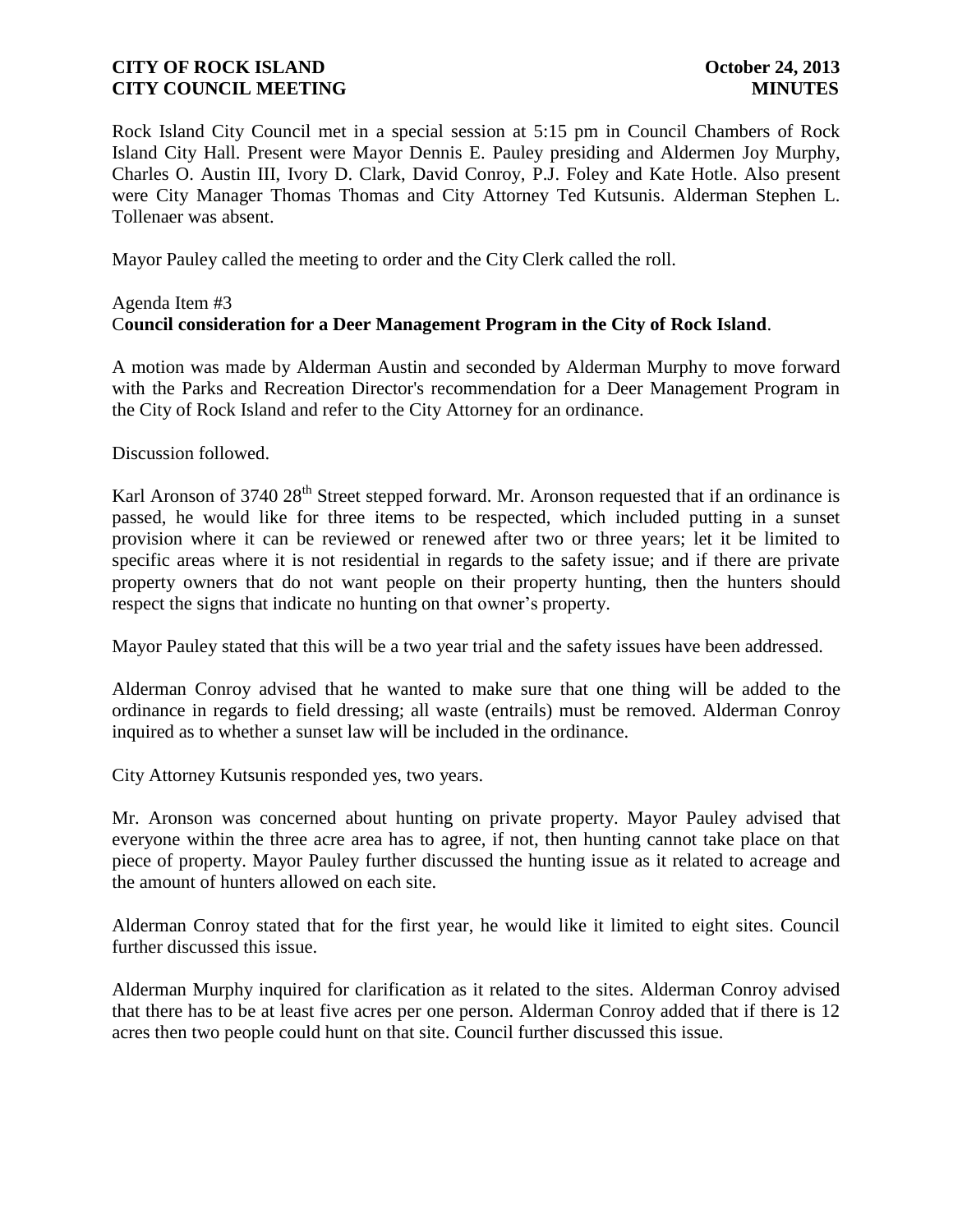Rock Island City Council met in a special session at 5:15 pm in Council Chambers of Rock Island City Hall. Present were Mayor Dennis E. Pauley presiding and Aldermen Joy Murphy, Charles O. Austin III, Ivory D. Clark, David Conroy, P.J. Foley and Kate Hotle. Also present were City Manager Thomas Thomas and City Attorney Ted Kutsunis. Alderman Stephen L. Tollenaer was absent.

Mayor Pauley called the meeting to order and the City Clerk called the roll.

Agenda Item #3
**Council consideration for a Deer Management Program in the City of Rock Island**.

A motion was made by Alderman Austin and seconded by Alderman Murphy to move forward with the Parks and Recreation Director's recommendation for a Deer Management Program in the City of Rock Island and refer to the City Attorney for an ordinance.

Discussion followed.

Karl Aronson of 3740 28th Street stepped forward. Mr. Aronson requested that if an ordinance is passed, he would like for three items to be respected, which included putting in a sunset provision where it can be reviewed or renewed after two or three years; let it be limited to specific areas where it is not residential in regards to the safety issue; and if there are private property owners that do not want people on their property hunting, then the hunters should respect the signs that indicate no hunting on that owner's property.

Mayor Pauley stated that this will be a two year trial and the safety issues have been addressed.

Alderman Conroy advised that he wanted to make sure that one thing will be added to the ordinance in regards to field dressing; all waste (entrails) must be removed. Alderman Conroy inquired as to whether a sunset law will be included in the ordinance.

City Attorney Kutsunis responded yes, two years.

Mr. Aronson was concerned about hunting on private property. Mayor Pauley advised that everyone within the three acre area has to agree, if not, then hunting cannot take place on that piece of property. Mayor Pauley further discussed the hunting issue as it related to acreage and the amount of hunters allowed on each site.

Alderman Conroy stated that for the first year, he would like it limited to eight sites. Council further discussed this issue.

Alderman Murphy inquired for clarification as it related to the sites. Alderman Conroy advised that there has to be at least five acres per one person. Alderman Conroy added that if there is 12 acres then two people could hunt on that site. Council further discussed this issue.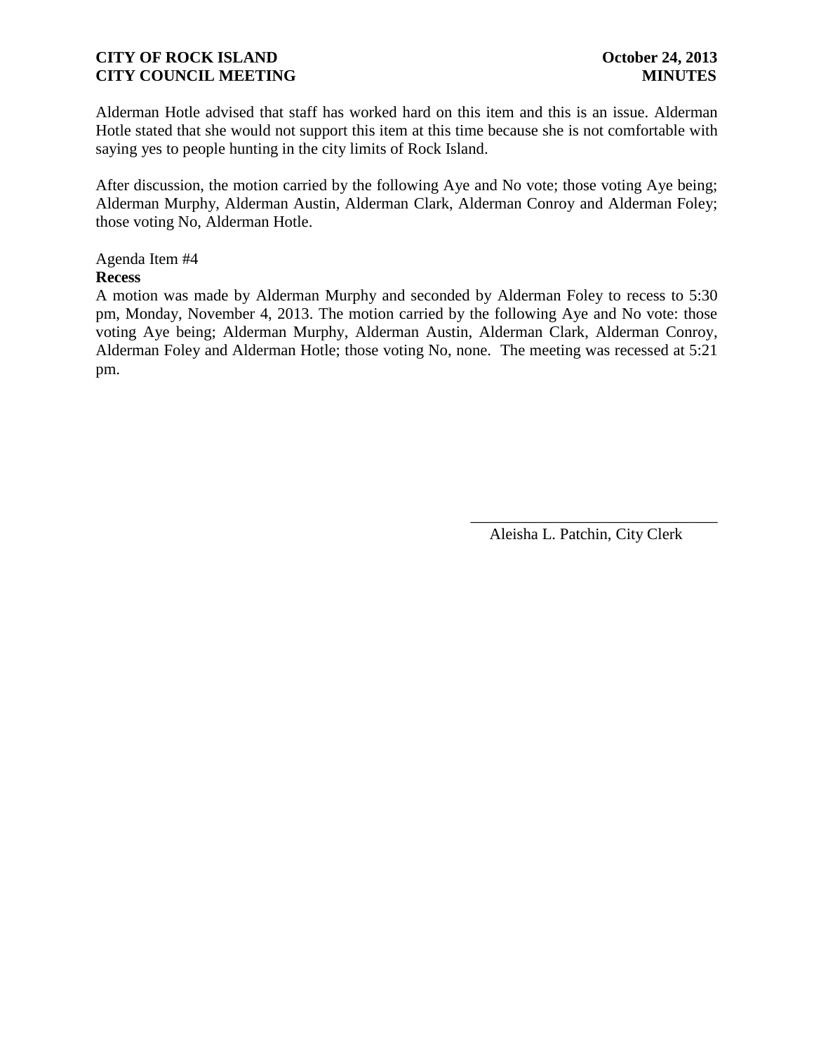Alderman Hotle advised that staff has worked hard on this item and this is an issue. Alderman Hotle stated that she would not support this item at this time because she is not comfortable with saying yes to people hunting in the city limits of Rock Island.

After discussion, the motion carried by the following Aye and No vote; those voting Aye being; Alderman Murphy, Alderman Austin, Alderman Clark, Alderman Conroy and Alderman Foley; those voting No, Alderman Hotle.

Agenda Item #4

**Recess**

A motion was made by Alderman Murphy and seconded by Alderman Foley to recess to 5:30 pm, Monday, November 4, 2013. The motion carried by the following Aye and No vote: those voting Aye being; Alderman Murphy, Alderman Austin, Alderman Clark, Alderman Conroy, Alderman Foley and Alderman Hotle; those voting No, none. The meeting was recessed at 5:21 pm.

\_\_\_\_\_\_\_\_\_\_\_\_\_\_\_\_\_\_\_\_\_\_\_\_\_\_\_\_\_\_\_\_

Aleisha L. Patchin, City Clerk